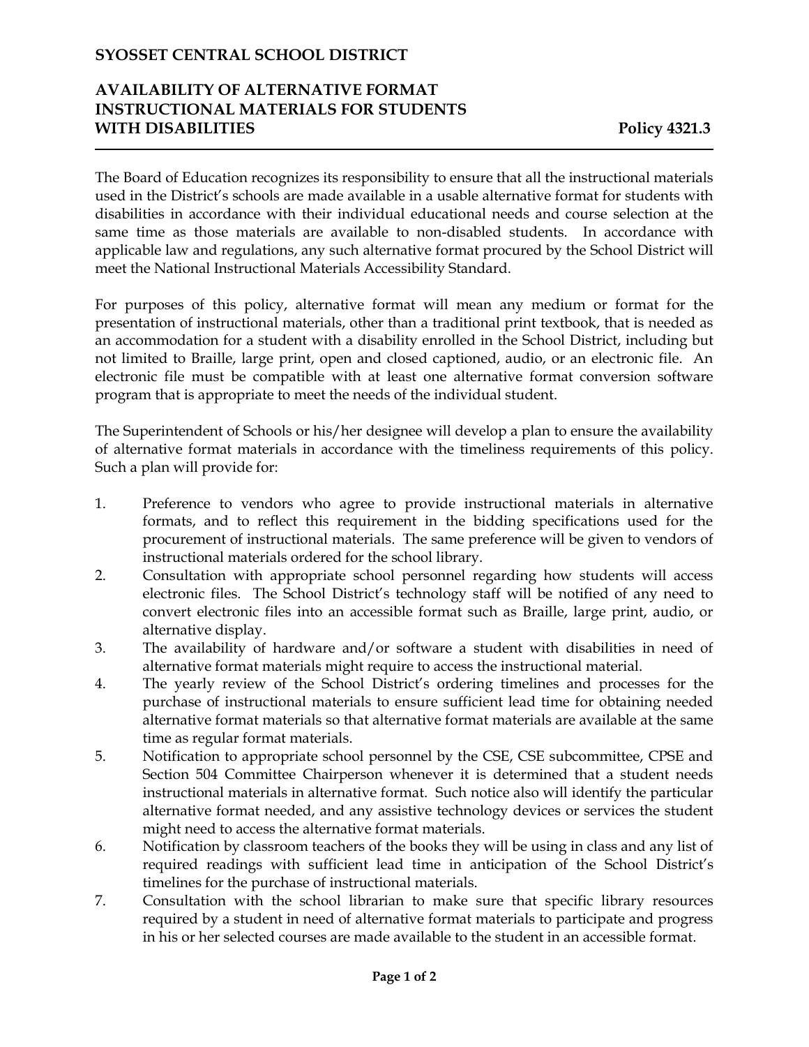**SYOSSET CENTRAL SCHOOL DISTRICT**

# AVAILABILITY OF ALTERNATIVE FORMAT INSTRUCTIONAL MATERIALS FOR STUDENTS WITH DISABILITIES — Policy 4321.3

The Board of Education recognizes its responsibility to ensure that all the instructional materials used in the District's schools are made available in a usable alternative format for students with disabilities in accordance with their individual educational needs and course selection at the same time as those materials are available to non-disabled students. In accordance with applicable law and regulations, any such alternative format procured by the School District will meet the National Instructional Materials Accessibility Standard.

For purposes of this policy, alternative format will mean any medium or format for the presentation of instructional materials, other than a traditional print textbook, that is needed as an accommodation for a student with a disability enrolled in the School District, including but not limited to Braille, large print, open and closed captioned, audio, or an electronic file. An electronic file must be compatible with at least one alternative format conversion software program that is appropriate to meet the needs of the individual student.

The Superintendent of Schools or his/her designee will develop a plan to ensure the availability of alternative format materials in accordance with the timeliness requirements of this policy. Such a plan will provide for:

1. Preference to vendors who agree to provide instructional materials in alternative formats, and to reflect this requirement in the bidding specifications used for the procurement of instructional materials. The same preference will be given to vendors of instructional materials ordered for the school library.
2. Consultation with appropriate school personnel regarding how students will access electronic files. The School District's technology staff will be notified of any need to convert electronic files into an accessible format such as Braille, large print, audio, or alternative display.
3. The availability of hardware and/or software a student with disabilities in need of alternative format materials might require to access the instructional material.
4. The yearly review of the School District's ordering timelines and processes for the purchase of instructional materials to ensure sufficient lead time for obtaining needed alternative format materials so that alternative format materials are available at the same time as regular format materials.
5. Notification to appropriate school personnel by the CSE, CSE subcommittee, CPSE and Section 504 Committee Chairperson whenever it is determined that a student needs instructional materials in alternative format. Such notice also will identify the particular alternative format needed, and any assistive technology devices or services the student might need to access the alternative format materials.
6. Notification by classroom teachers of the books they will be using in class and any list of required readings with sufficient lead time in anticipation of the School District's timelines for the purchase of instructional materials.
7. Consultation with the school librarian to make sure that specific library resources required by a student in need of alternative format materials to participate and progress in his or her selected courses are made available to the student in an accessible format.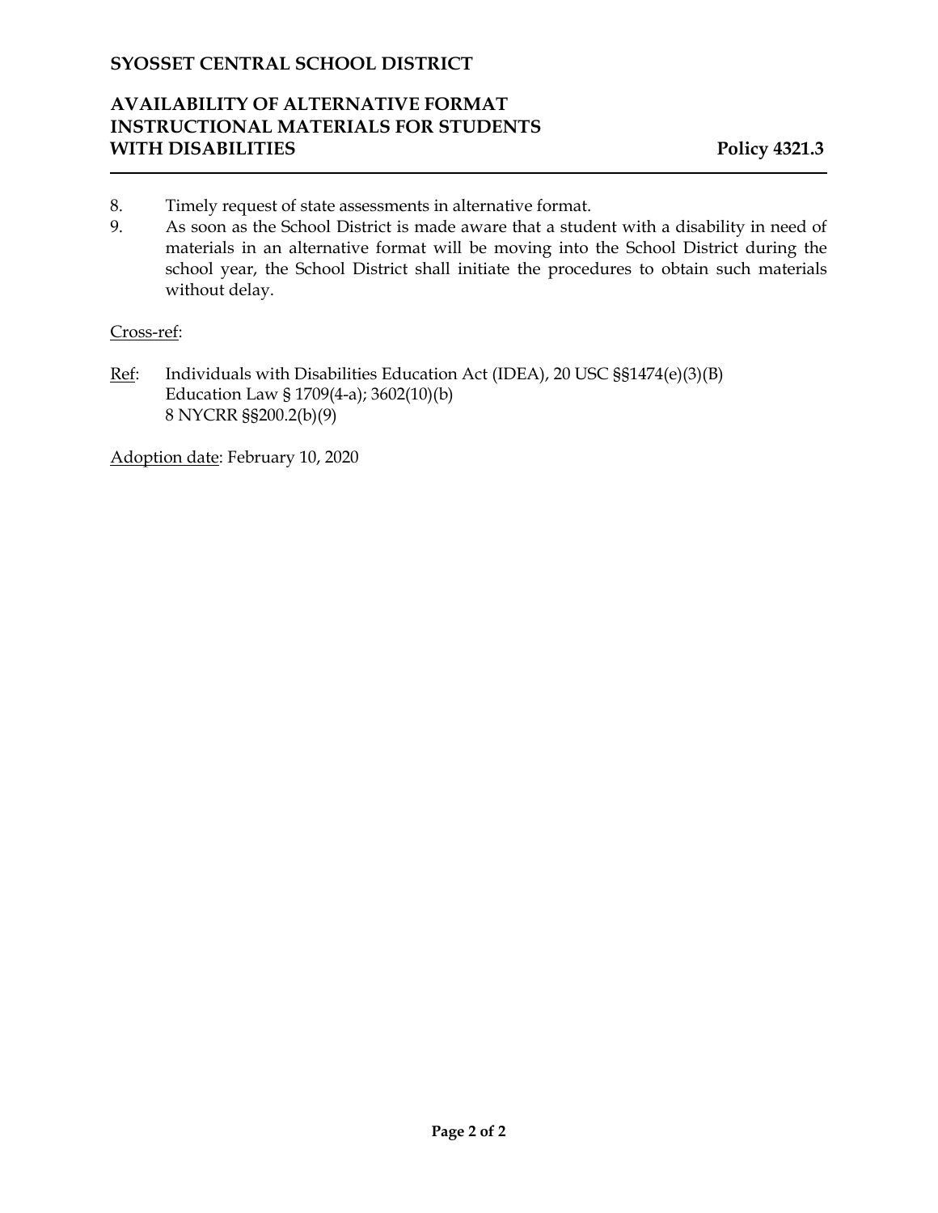8. Timely request of state assessments in alternative format.
9. As soon as the School District is made aware that a student with a disability in need of materials in an alternative format will be moving into the School District during the school year, the School District shall initiate the procedures to obtain such materials without delay.

Cross-ref:

Ref: Individuals with Disabilities Education Act (IDEA), 20 USC §§1474(e)(3)(B)
Education Law § 1709(4-a); 3602(10)(b)
8 NYCRR §§200.2(b)(9)

Adoption date: February 10, 2020